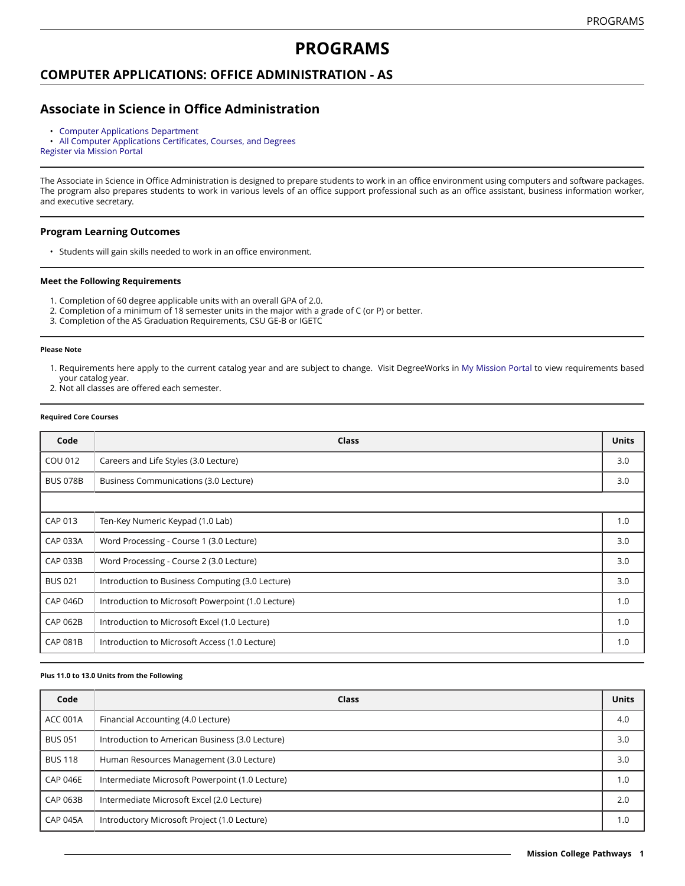# PROGRAMS

## COMPUTER APPLICATIONS: OFFICE ADMINISTRATION - AS

## Associate in Science in Office Administration

- Computer Applications Department
- All Computer Applications Certificates, Courses, and Degrees

Register via Mission Portal

The Associate in Science in Office Administration is designed to prepare students to work in an office environment using computers and software packages. The program also prepares students to work in various levels of an office support professional such as an office assistant, business information worker, and executive secretary.

### Program Learning Outcomes

- Students will gain skills needed to work in an office environment.

#### Meet the Following Requirements

1. Completion of 60 degree applicable units with an overall GPA of 2.0.
2. Completion of a minimum of 18 semester units in the major with a grade of C (or P) or better.
3. Completion of the AS Graduation Requirements, CSU GE-B or IGETC

##### Please Note

1. Requirements here apply to the current catalog year and are subject to change. Visit DegreeWorks in My Mission Portal to view requirements based your catalog year.
2. Not all classes are offered each semester.

##### Required Core Courses

| Code | Class | Units |
|---|---|---|
| COU 012 | Careers and Life Styles (3.0 Lecture) | 3.0 |
| BUS 078B | Business Communications (3.0 Lecture) | 3.0 |
| | | |
| CAP 013 | Ten-Key Numeric Keypad (1.0 Lab) | 1.0 |
| CAP 033A | Word Processing - Course 1 (3.0 Lecture) | 3.0 |
| CAP 033B | Word Processing - Course 2 (3.0 Lecture) | 3.0 |
| BUS 021 | Introduction to Business Computing (3.0 Lecture) | 3.0 |
| CAP 046D | Introduction to Microsoft Powerpoint (1.0 Lecture) | 1.0 |
| CAP 062B | Introduction to Microsoft Excel (1.0 Lecture) | 1.0 |
| CAP 081B | Introduction to Microsoft Access (1.0 Lecture) | 1.0 |

##### Plus 11.0 to 13.0 Units from the Following

| Code | Class | Units |
|---|---|---|
| ACC 001A | Financial Accounting (4.0 Lecture) | 4.0 |
| BUS 051 | Introduction to American Business (3.0 Lecture) | 3.0 |
| BUS 118 | Human Resources Management (3.0 Lecture) | 3.0 |
| CAP 046E | Intermediate Microsoft Powerpoint (1.0 Lecture) | 1.0 |
| CAP 063B | Intermediate Microsoft Excel (2.0 Lecture) | 2.0 |
| CAP 045A | Introductory Microsoft Project (1.0 Lecture) | 1.0 |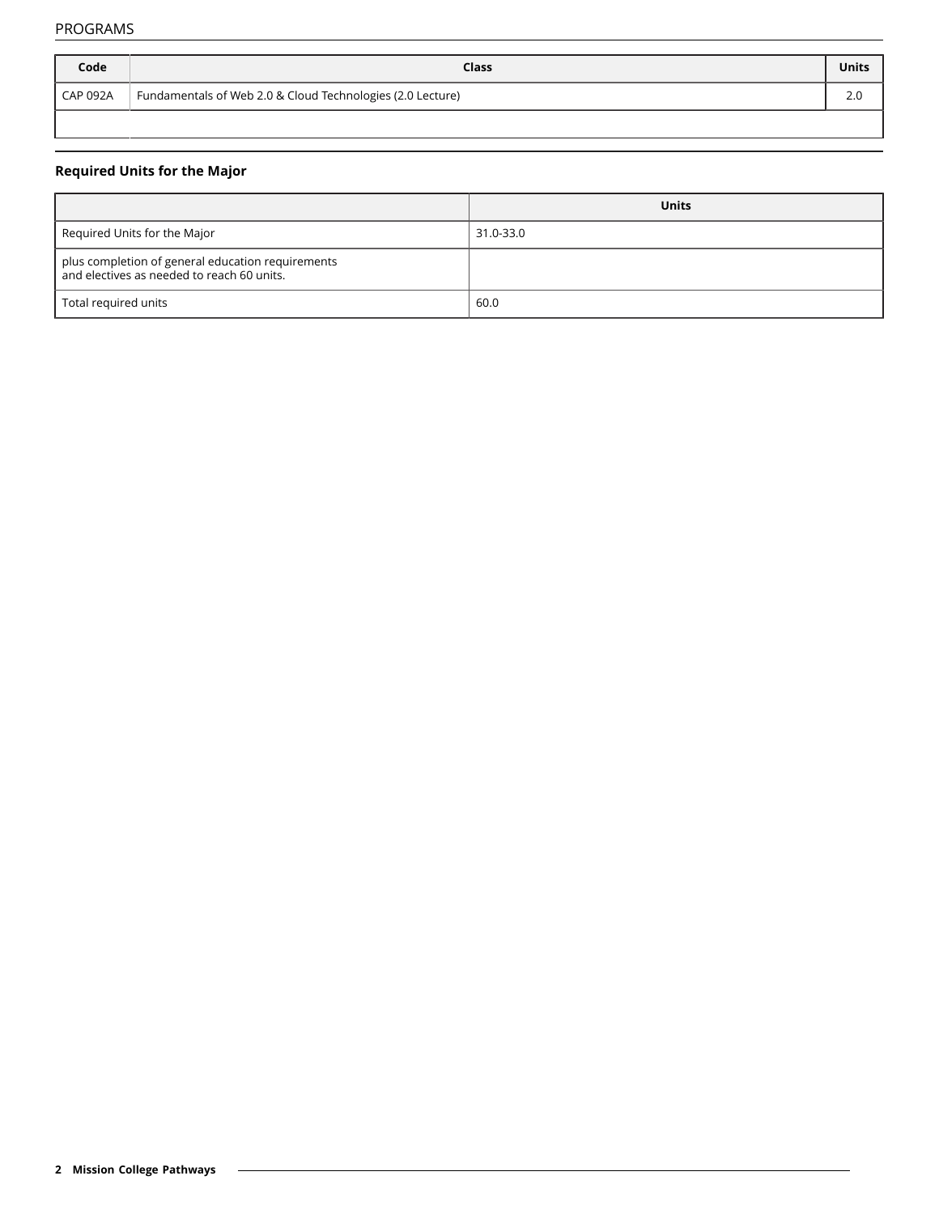| Code | Class | Units |
|---|---|---|
| CAP 092A | Fundamentals of Web 2.0 & Cloud Technologies (2.0 Lecture) | 2.0 |
| | | |

## Required Units for the Major

| | Units |
|---|---|
| Required Units for the Major | 31.0-33.0 |
| plus completion of general education requirements and electives as needed to reach 60 units. | |
| Total required units | 60.0 |